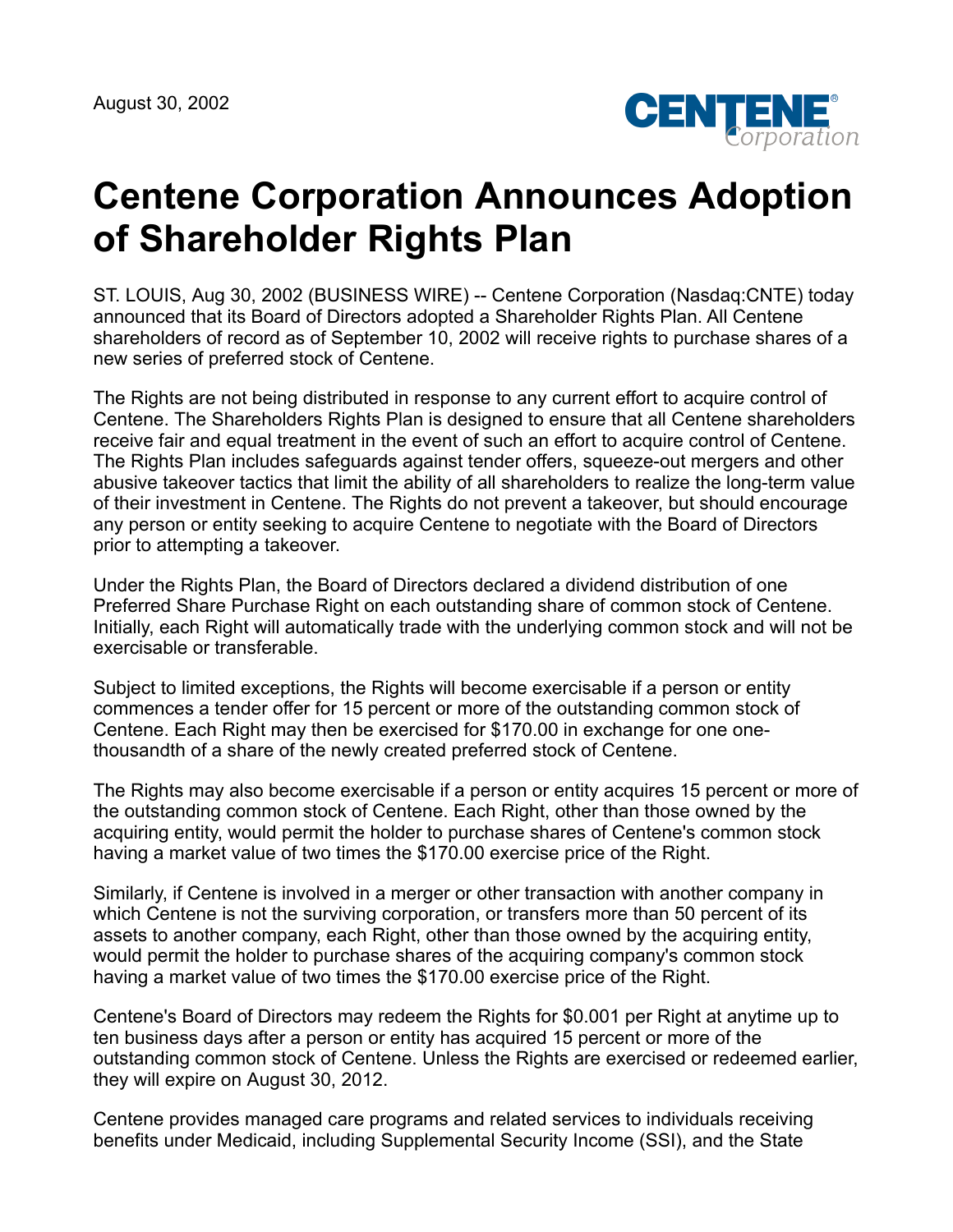August 30, 2002

# Centene Corporation Announces Adoption of Shareholder Rights Plan

ST. LOUIS, Aug 30, 2002 (BUSINESS WIRE) -- Centene Corporation (Nasdaq:CNTE) today announced that its Board of Directors adopted a Shareholder Rights Plan. All Centene shareholders of record as of September 10, 2002 will receive rights to purchase shares of a new series of preferred stock of Centene.

The Rights are not being distributed in response to any current effort to acquire control of Centene. The Shareholders Rights Plan is designed to ensure that all Centene shareholders receive fair and equal treatment in the event of such an effort to acquire control of Centene. The Rights Plan includes safeguards against tender offers, squeeze-out mergers and other abusive takeover tactics that limit the ability of all shareholders to realize the long-term value of their investment in Centene. The Rights do not prevent a takeover, but should encourage any person or entity seeking to acquire Centene to negotiate with the Board of Directors prior to attempting a takeover.

Under the Rights Plan, the Board of Directors declared a dividend distribution of one Preferred Share Purchase Right on each outstanding share of common stock of Centene. Initially, each Right will automatically trade with the underlying common stock and will not be exercisable or transferable.

Subject to limited exceptions, the Rights will become exercisable if a person or entity commences a tender offer for 15 percent or more of the outstanding common stock of Centene. Each Right may then be exercised for $170.00 in exchange for one one-thousandth of a share of the newly created preferred stock of Centene.

The Rights may also become exercisable if a person or entity acquires 15 percent or more of the outstanding common stock of Centene. Each Right, other than those owned by the acquiring entity, would permit the holder to purchase shares of Centene's common stock having a market value of two times the $170.00 exercise price of the Right.

Similarly, if Centene is involved in a merger or other transaction with another company in which Centene is not the surviving corporation, or transfers more than 50 percent of its assets to another company, each Right, other than those owned by the acquiring entity, would permit the holder to purchase shares of the acquiring company's common stock having a market value of two times the $170.00 exercise price of the Right.

Centene's Board of Directors may redeem the Rights for $0.001 per Right at anytime up to ten business days after a person or entity has acquired 15 percent or more of the outstanding common stock of Centene. Unless the Rights are exercised or redeemed earlier, they will expire on August 30, 2012.

Centene provides managed care programs and related services to individuals receiving benefits under Medicaid, including Supplemental Security Income (SSI), and the State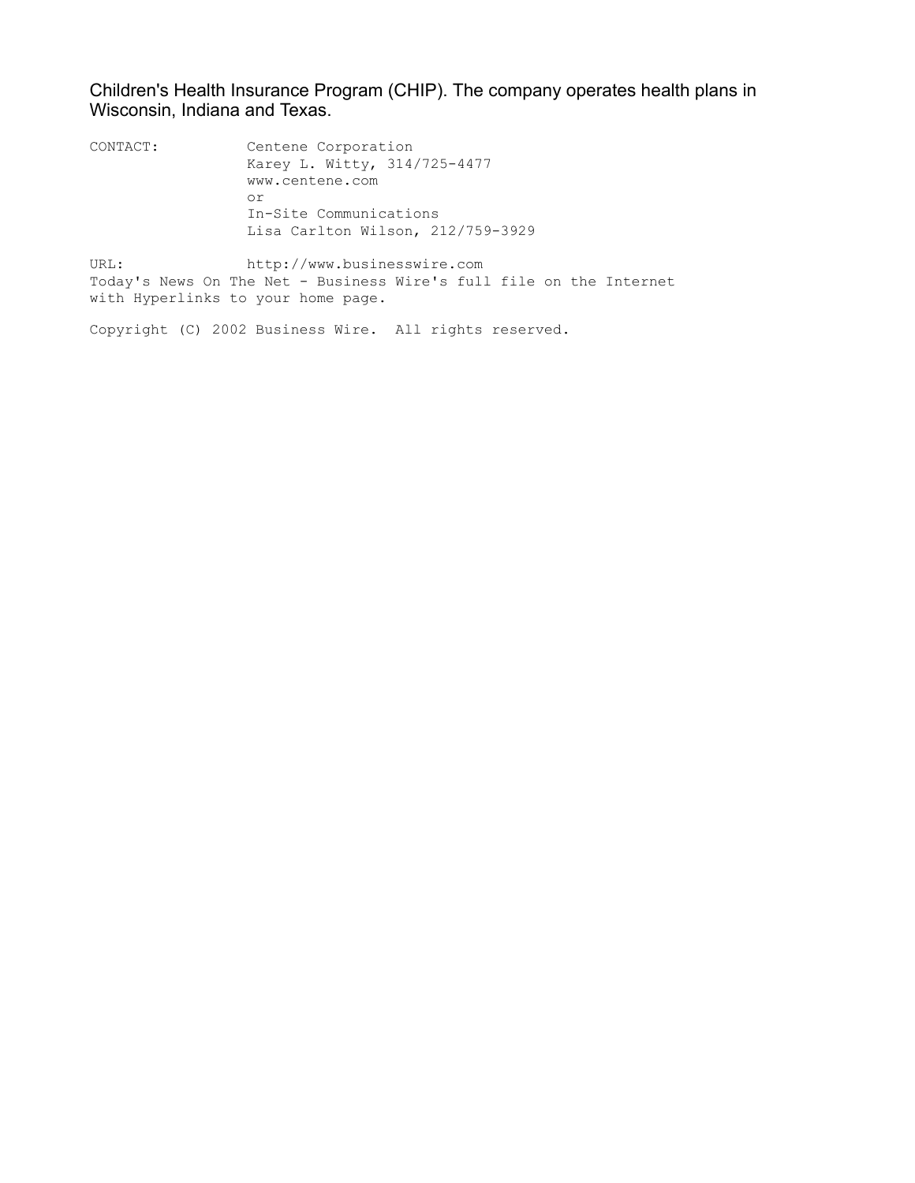Children's Health Insurance Program (CHIP). The company operates health plans in Wisconsin, Indiana and Texas.

```
CONTACT:          Centene Corporation
                  Karey L. Witty, 314/725-4477
                  www.centene.com
                  or
                  In-Site Communications
                  Lisa Carlton Wilson, 212/759-3929

URL:              http://www.businesswire.com
Today's News On The Net - Business Wire's full file on the Internet
with Hyperlinks to your home page.

Copyright (C) 2002 Business Wire.  All rights reserved.
```